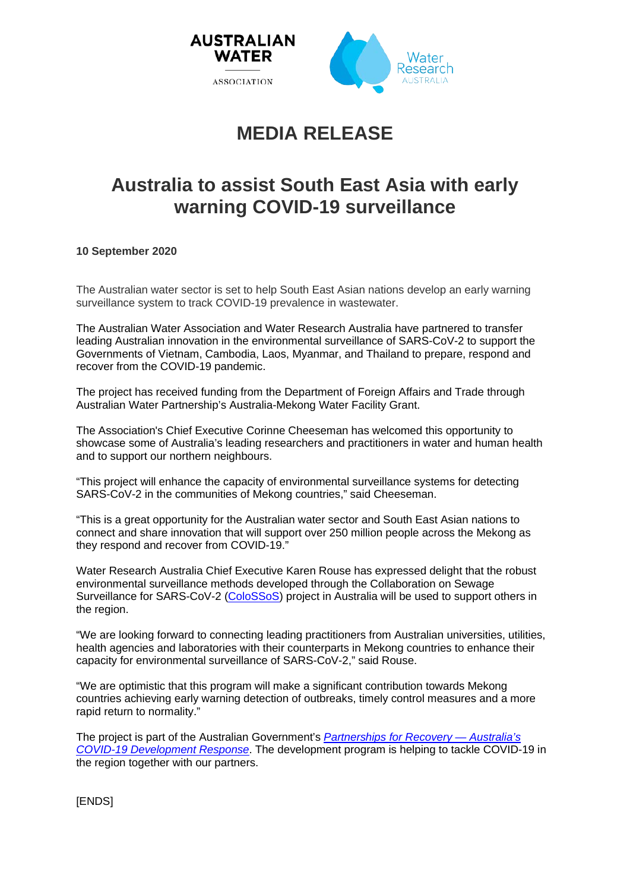# MEDIA RELEASE

## Australia to assist South East Asia with early warning COVID-19 surveillance

**10 September 2020**

The Australian water sector is set to help South East Asian nations develop an early warning surveillance system to track COVID-19 prevalence in wastewater.

The Australian Water Association and Water Research Australia have partnered to transfer leading Australian innovation in the environmental surveillance of SARS-CoV-2 to support the Governments of Vietnam, Cambodia, Laos, Myanmar, and Thailand to prepare, respond and recover from the COVID-19 pandemic.

The project has received funding from the Department of Foreign Affairs and Trade through Australian Water Partnership's Australia-Mekong Water Facility Grant.

The Association's Chief Executive Corinne Cheeseman has welcomed this opportunity to showcase some of Australia's leading researchers and practitioners in water and human health and to support our northern neighbours.

"This project will enhance the capacity of environmental surveillance systems for detecting SARS-CoV-2 in the communities of Mekong countries," said Cheeseman.

"This is a great opportunity for the Australian water sector and South East Asian nations to connect and share innovation that will support over 250 million people across the Mekong as they respond and recover from COVID-19."

Water Research Australia Chief Executive Karen Rouse has expressed delight that the robust environmental surveillance methods developed through the Collaboration on Sewage Surveillance for SARS-CoV-2 (ColoSSoS) project in Australia will be used to support others in the region.

"We are looking forward to connecting leading practitioners from Australian universities, utilities, health agencies and laboratories with their counterparts in Mekong countries to enhance their capacity for environmental surveillance of SARS-CoV-2," said Rouse.

"We are optimistic that this program will make a significant contribution towards Mekong countries achieving early warning detection of outbreaks, timely control measures and a more rapid return to normality."

The project is part of the Australian Government's *Partnerships for Recovery — Australia's COVID-19 Development Response*. The development program is helping to tackle COVID-19 in the region together with our partners.

[ENDS]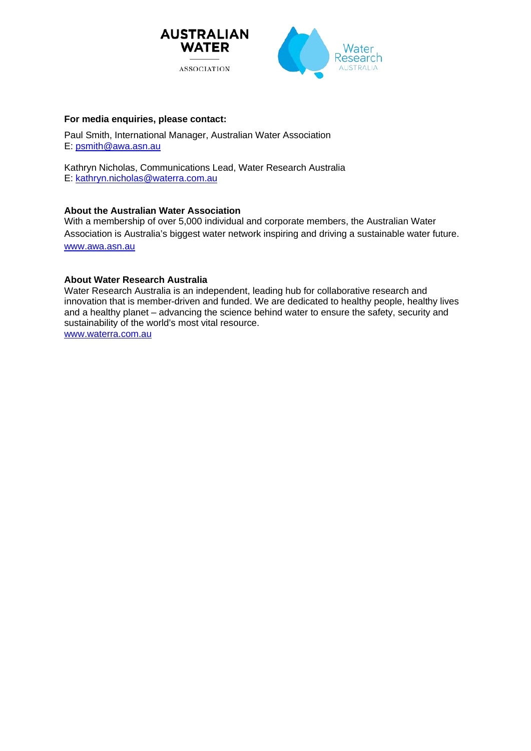**For media enquiries, please contact:**

Paul Smith, International Manager, Australian Water Association
E: psmith@awa.asn.au

Kathryn Nicholas, Communications Lead, Water Research Australia
E: kathryn.nicholas@waterra.com.au

**About the Australian Water Association**

With a membership of over 5,000 individual and corporate members, the Australian Water Association is Australia's biggest water network inspiring and driving a sustainable water future.
www.awa.asn.au

**About Water Research Australia**

Water Research Australia is an independent, leading hub for collaborative research and innovation that is member-driven and funded. We are dedicated to healthy people, healthy lives and a healthy planet – advancing the science behind water to ensure the safety, security and sustainability of the world's most vital resource.
www.waterra.com.au